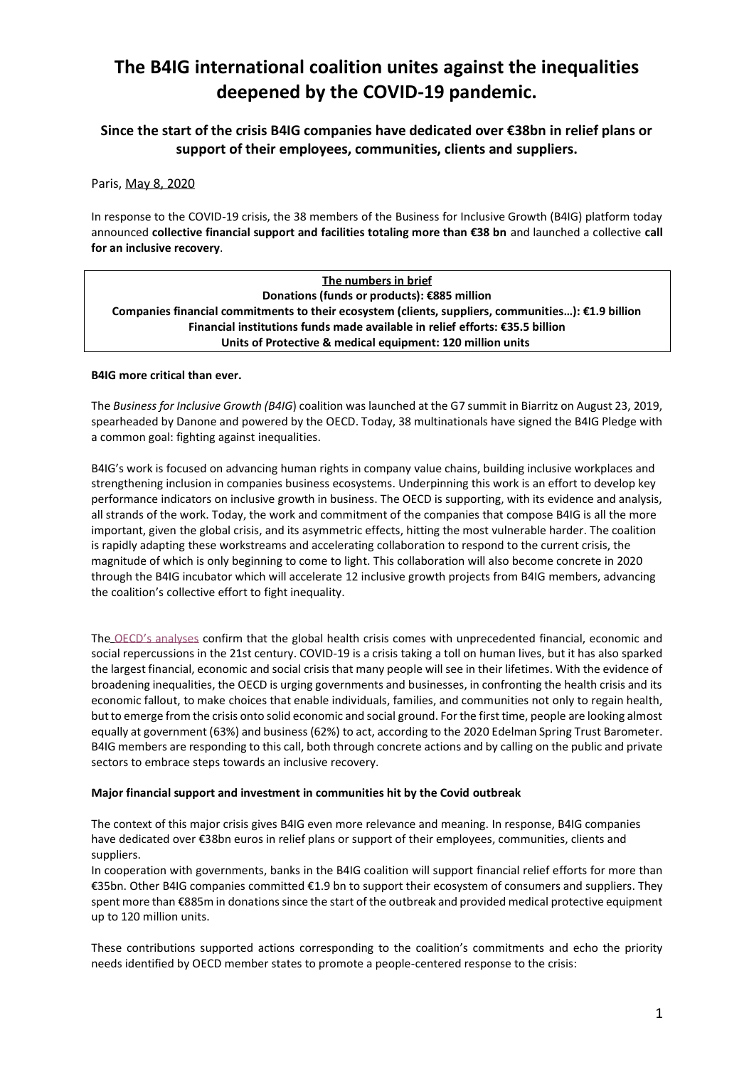# The B4IG international coalition unites against the inequalities deepened by the COVID-19 pandemic.

### Since the start of the crisis B4IG companies have dedicated over €38bn in relief plans or support of their employees, communities, clients and suppliers.

Paris, May 8, 2020

In response to the COVID-19 crisis, the 38 members of the Business for Inclusive Growth (B4IG) platform today announced **collective financial support and facilities totaling more than €38 bn** and launched a collective **call for an inclusive recovery**.

| **The numbers in brief** |
| --- |
| **Donations (funds or products): €885 million** |
| **Companies financial commitments to their ecosystem (clients, suppliers, communities…): €1.9 billion** |
| **Financial institutions funds made available in relief efforts: €35.5 billion** |
| **Units of Protective & medical equipment: 120 million units** |

**B4IG more critical than ever.**

The *Business for Inclusive Growth (B4IG*) coalition was launched at the G7 summit in Biarritz on August 23, 2019, spearheaded by Danone and powered by the OECD. Today, 38 multinationals have signed the B4IG Pledge with a common goal: fighting against inequalities.

B4IG's work is focused on advancing human rights in company value chains, building inclusive workplaces and strengthening inclusion in companies business ecosystems. Underpinning this work is an effort to develop key performance indicators on inclusive growth in business. The OECD is supporting, with its evidence and analysis, all strands of the work. Today, the work and commitment of the companies that compose B4IG is all the more important, given the global crisis, and its asymmetric effects, hitting the most vulnerable harder. The coalition is rapidly adapting these workstreams and accelerating collaboration to respond to the current crisis, the magnitude of which is only beginning to come to light. This collaboration will also become concrete in 2020 through the B4IG incubator which will accelerate 12 inclusive growth projects from B4IG members, advancing the coalition's collective effort to fight inequality.

The OECD's analyses confirm that the global health crisis comes with unprecedented financial, economic and social repercussions in the 21st century. COVID-19 is a crisis taking a toll on human lives, but it has also sparked the largest financial, economic and social crisis that many people will see in their lifetimes. With the evidence of broadening inequalities, the OECD is urging governments and businesses, in confronting the health crisis and its economic fallout, to make choices that enable individuals, families, and communities not only to regain health, but to emerge from the crisis onto solid economic and social ground. For the first time, people are looking almost equally at government (63%) and business (62%) to act, according to the 2020 Edelman Spring Trust Barometer. B4IG members are responding to this call, both through concrete actions and by calling on the public and private sectors to embrace steps towards an inclusive recovery.

**Major financial support and investment in communities hit by the Covid outbreak**

The context of this major crisis gives B4IG even more relevance and meaning. In response, B4IG companies have dedicated over €38bn euros in relief plans or support of their employees, communities, clients and suppliers.

In cooperation with governments, banks in the B4IG coalition will support financial relief efforts for more than €35bn. Other B4IG companies committed €1.9 bn to support their ecosystem of consumers and suppliers. They spent more than €885m in donations since the start of the outbreak and provided medical protective equipment up to 120 million units.

These contributions supported actions corresponding to the coalition's commitments and echo the priority needs identified by OECD member states to promote a people-centered response to the crisis: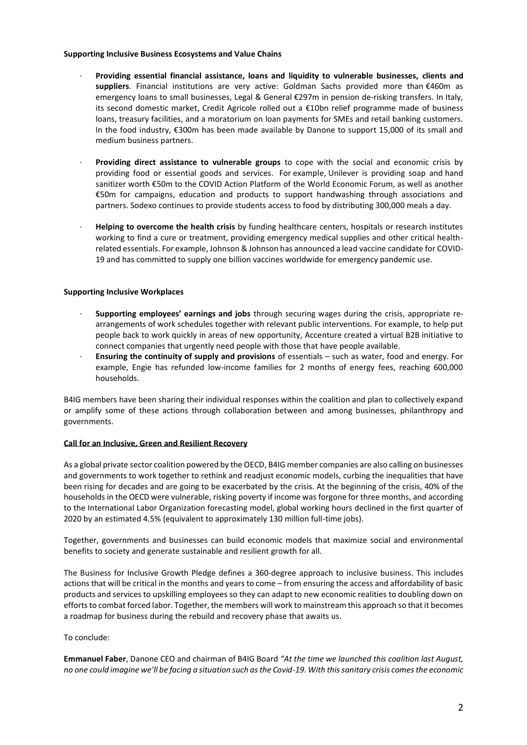**Supporting Inclusive Business Ecosystems and Value Chains**

- **Providing essential financial assistance, loans and liquidity to vulnerable businesses, clients and suppliers**. Financial institutions are very active: Goldman Sachs provided more than €460m as emergency loans to small businesses, Legal & General €297m in pension de-risking transfers. In Italy, its second domestic market, Credit Agricole rolled out a €10bn relief programme made of business loans, treasury facilities, and a moratorium on loan payments for SMEs and retail banking customers. In the food industry, €300m has been made available by Danone to support 15,000 of its small and medium business partners.

- **Providing direct assistance to vulnerable groups** to cope with the social and economic crisis by providing food or essential goods and services. For example, Unilever is providing soap and hand sanitizer worth €50m to the COVID Action Platform of the World Economic Forum, as well as another €50m for campaigns, education and products to support handwashing through associations and partners. Sodexo continues to provide students access to food by distributing 300,000 meals a day.

- **Helping to overcome the health crisis** by funding healthcare centers, hospitals or research institutes working to find a cure or treatment, providing emergency medical supplies and other critical health-related essentials. For example, Johnson & Johnson has announced a lead vaccine candidate for COVID-19 and has committed to supply one billion vaccines worldwide for emergency pandemic use.

**Supporting Inclusive Workplaces**

- **Supporting employees' earnings and jobs** through securing wages during the crisis, appropriate re-arrangements of work schedules together with relevant public interventions. For example, to help put people back to work quickly in areas of new opportunity, Accenture created a virtual B2B initiative to connect companies that urgently need people with those that have people available.
- **Ensuring the continuity of supply and provisions** of essentials – such as water, food and energy. For example, Engie has refunded low-income families for 2 months of energy fees, reaching 600,000 households.

B4IG members have been sharing their individual responses within the coalition and plan to collectively expand or amplify some of these actions through collaboration between and among businesses, philanthropy and governments.

**Call for an Inclusive, Green and Resilient Recovery**

As a global private sector coalition powered by the OECD, B4IG member companies are also calling on businesses and governments to work together to rethink and readjust economic models, curbing the inequalities that have been rising for decades and are going to be exacerbated by the crisis. At the beginning of the crisis, 40% of the households in the OECD were vulnerable, risking poverty if income was forgone for three months, and according to the International Labor Organization forecasting model, global working hours declined in the first quarter of 2020 by an estimated 4.5% (equivalent to approximately 130 million full-time jobs).

Together, governments and businesses can build economic models that maximize social and environmental benefits to society and generate sustainable and resilient growth for all.

The Business for Inclusive Growth Pledge defines a 360-degree approach to inclusive business. This includes actions that will be critical in the months and years to come – from ensuring the access and affordability of basic products and services to upskilling employees so they can adapt to new economic realities to doubling down on efforts to combat forced labor. Together, the members will work to mainstream this approach so that it becomes a roadmap for business during the rebuild and recovery phase that awaits us.

To conclude:

**Emmanuel Faber**, Danone CEO and chairman of B4IG Board *"At the time we launched this coalition last August, no one could imagine we'll be facing a situation such as the Covid-19. With this sanitary crisis comes the economic*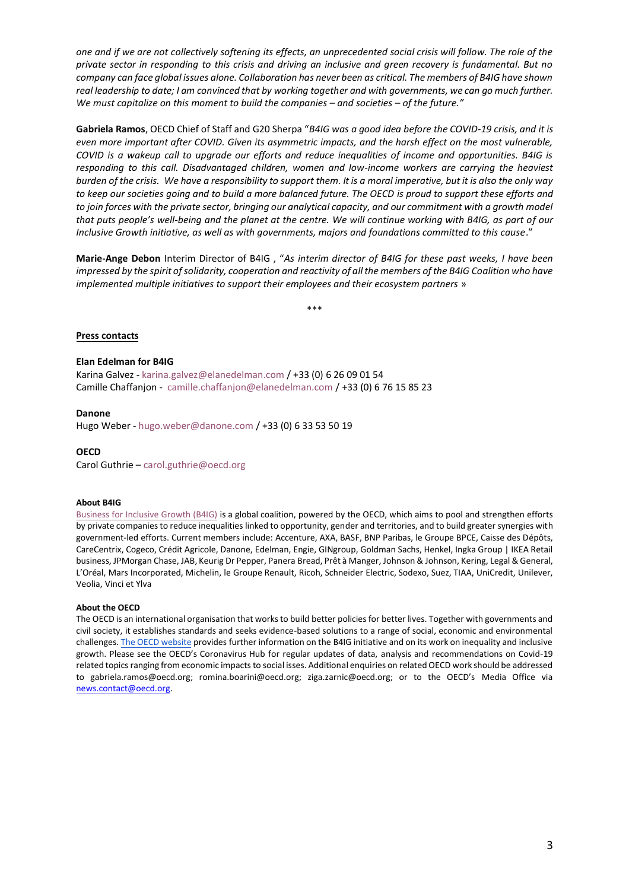*one and if we are not collectively softening its effects, an unprecedented social crisis will follow. The role of the private sector in responding to this crisis and driving an inclusive and green recovery is fundamental. But no company can face global issues alone. Collaboration has never been as critical. The members of B4IG have shown real leadership to date; I am convinced that by working together and with governments, we can go much further. We must capitalize on this moment to build the companies – and societies – of the future."*

**Gabriela Ramos**, OECD Chief of Staff and G20 Sherpa "*B4IG was a good idea before the COVID-19 crisis, and it is even more important after COVID. Given its asymmetric impacts, and the harsh effect on the most vulnerable, COVID is a wakeup call to upgrade our efforts and reduce inequalities of income and opportunities. B4IG is responding to this call. Disadvantaged children, women and low-income workers are carrying the heaviest burden of the crisis. We have a responsibility to support them. It is a moral imperative, but it is also the only way to keep our societies going and to build a more balanced future. The OECD is proud to support these efforts and to join forces with the private sector, bringing our analytical capacity, and our commitment with a growth model that puts people's well-being and the planet at the centre. We will continue working with B4IG, as part of our Inclusive Growth initiative, as well as with governments, majors and foundations committed to this cause*."

**Marie-Ange Debon** Interim Director of B4IG , "*As interim director of B4IG for these past weeks, I have been impressed by the spirit of solidarity, cooperation and reactivity of all the members of the B4IG Coalition who have implemented multiple initiatives to support their employees and their ecosystem partners* »

\*\*\*

**Press contacts**

**Elan Edelman for B4IG**
Karina Galvez - karina.galvez@elanedelman.com / +33 (0) 6 26 09 01 54
Camille Chaffanjon - camille.chaffanjon@elanedelman.com / +33 (0) 6 76 15 85 23

**Danone**
Hugo Weber - hugo.weber@danone.com / +33 (0) 6 33 53 50 19

**OECD**
Carol Guthrie – carol.guthrie@oecd.org

**About B4IG**

Business for Inclusive Growth (B4IG) is a global coalition, powered by the OECD, which aims to pool and strengthen efforts by private companies to reduce inequalities linked to opportunity, gender and territories, and to build greater synergies with government-led efforts. Current members include: Accenture, AXA, BASF, BNP Paribas, le Groupe BPCE, Caisse des Dépôts, CareCentrix, Cogeco, Crédit Agricole, Danone, Edelman, Engie, GINgroup, Goldman Sachs, Henkel, Ingka Group | IKEA Retail business, JPMorgan Chase, JAB, Keurig Dr Pepper, Panera Bread, Prêt à Manger, Johnson & Johnson, Kering, Legal & General, L'Oréal, Mars Incorporated, Michelin, le Groupe Renault, Ricoh, Schneider Electric, Sodexo, Suez, TIAA, UniCredit, Unilever, Veolia, Vinci et Ylva

**About the OECD**

The OECD is an international organisation that works to build better policies for better lives. Together with governments and civil society, it establishes standards and seeks evidence-based solutions to a range of social, economic and environmental challenges. The OECD website provides further information on the B4IG initiative and on its work on inequality and inclusive growth. Please see the OECD's Coronavirus Hub for regular updates of data, analysis and recommendations on Covid-19 related topics ranging from economic impacts to social isses. Additional enquiries on related OECD work should be addressed to gabriela.ramos@oecd.org; romina.boarini@oecd.org; ziga.zarnic@oecd.org; or to the OECD's Media Office via news.contact@oecd.org.